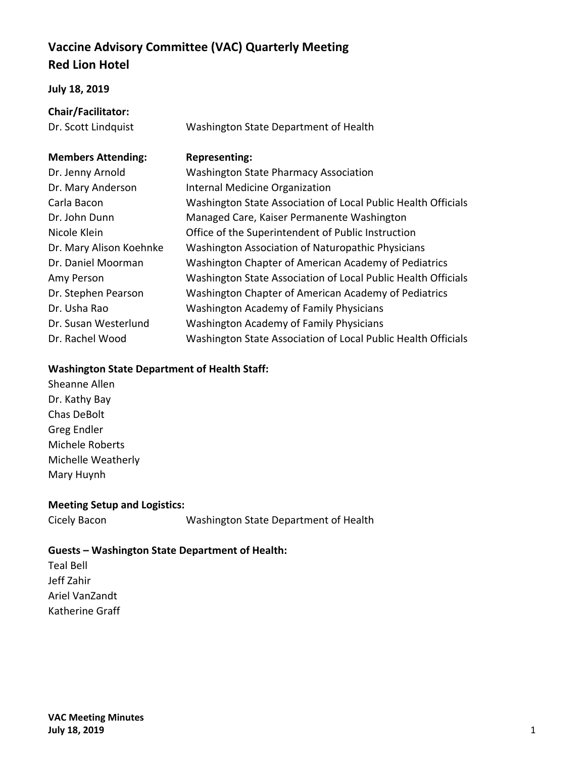# Vaccine Advisory Committee (VAC) Quarterly Meeting
# Red Lion Hotel

**July 18, 2019**

**Chair/Facilitator:**

| | |
|---|---|
| Dr. Scott Lindquist | Washington State Department of Health |

| **Members Attending:** | **Representing:** |
|---|---|
| Dr. Jenny Arnold | Washington State Pharmacy Association |
| Dr. Mary Anderson | Internal Medicine Organization |
| Carla Bacon | Washington State Association of Local Public Health Officials |
| Dr. John Dunn | Managed Care, Kaiser Permanente Washington |
| Nicole Klein | Office of the Superintendent of Public Instruction |
| Dr. Mary Alison Koehnke | Washington Association of Naturopathic Physicians |
| Dr. Daniel Moorman | Washington Chapter of American Academy of Pediatrics |
| Amy Person | Washington State Association of Local Public Health Officials |
| Dr. Stephen Pearson | Washington Chapter of American Academy of Pediatrics |
| Dr. Usha Rao | Washington Academy of Family Physicians |
| Dr. Susan Westerlund | Washington Academy of Family Physicians |
| Dr. Rachel Wood | Washington State Association of Local Public Health Officials |

**Washington State Department of Health Staff:**

Sheanne Allen
Dr. Kathy Bay
Chas DeBolt
Greg Endler
Michele Roberts
Michelle Weatherly
Mary Huynh

**Meeting Setup and Logistics:**

| | |
|---|---|
| Cicely Bacon | Washington State Department of Health |

**Guests – Washington State Department of Health:**

Teal Bell
Jeff Zahir
Ariel VanZandt
Katherine Graff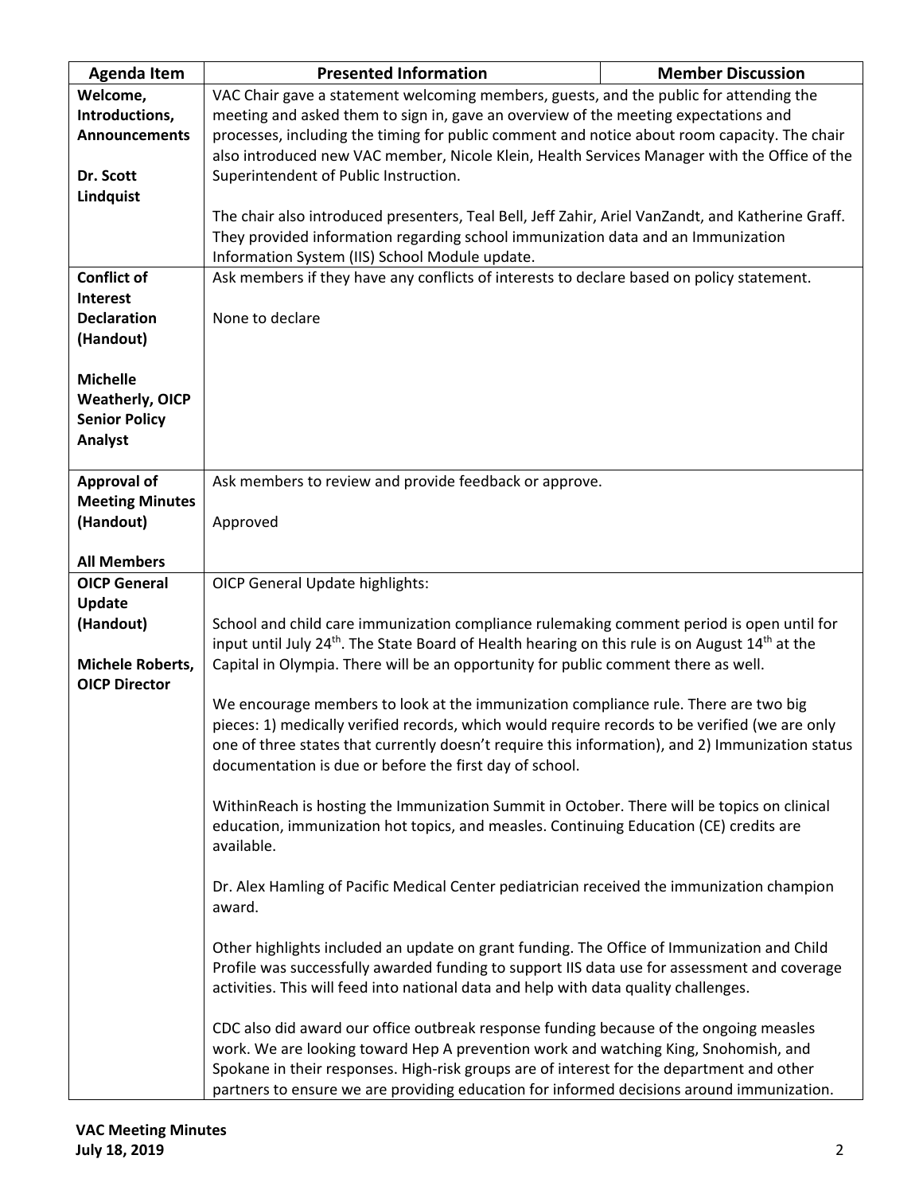| Agenda Item | Presented Information | Member Discussion |
|---|---|---|
| **Welcome, Introductions, Announcements**<br><br>**Dr. Scott Lindquist** | VAC Chair gave a statement welcoming members, guests, and the public for attending the meeting and asked them to sign in, gave an overview of the meeting expectations and processes, including the timing for public comment and notice about room capacity. The chair also introduced new VAC member, Nicole Klein, Health Services Manager with the Office of the Superintendent of Public Instruction.<br><br>The chair also introduced presenters, Teal Bell, Jeff Zahir, Ariel VanZandt, and Katherine Graff. They provided information regarding school immunization data and an Immunization Information System (IIS) School Module update. | |
| **Conflict of Interest Declaration (Handout)**<br><br>**Michelle Weatherly, OICP Senior Policy Analyst** | Ask members if they have any conflicts of interests to declare based on policy statement.<br><br>None to declare | |
| **Approval of Meeting Minutes (Handout)**<br><br>**All Members** | Ask members to review and provide feedback or approve.<br><br>Approved | |
| **OICP General Update (Handout)**<br><br>**Michele Roberts, OICP Director** | OICP General Update highlights:<br><br>School and child care immunization compliance rulemaking comment period is open until for input until July 24th. The State Board of Health hearing on this rule is on August 14th at the Capital in Olympia. There will be an opportunity for public comment there as well.<br><br>We encourage members to look at the immunization compliance rule. There are two big pieces: 1) medically verified records, which would require records to be verified (we are only one of three states that currently doesn't require this information), and 2) Immunization status documentation is due or before the first day of school.<br><br>WithinReach is hosting the Immunization Summit in October. There will be topics on clinical education, immunization hot topics, and measles. Continuing Education (CE) credits are available.<br><br>Dr. Alex Hamling of Pacific Medical Center pediatrician received the immunization champion award.<br><br>Other highlights included an update on grant funding. The Office of Immunization and Child Profile was successfully awarded funding to support IIS data use for assessment and coverage activities. This will feed into national data and help with data quality challenges.<br><br>CDC also did award our office outbreak response funding because of the ongoing measles work. We are looking toward Hep A prevention work and watching King, Snohomish, and Spokane in their responses. High-risk groups are of interest for the department and other partners to ensure we are providing education for informed decisions around immunization. | |

**VAC Meeting Minutes**
**July 18, 2019**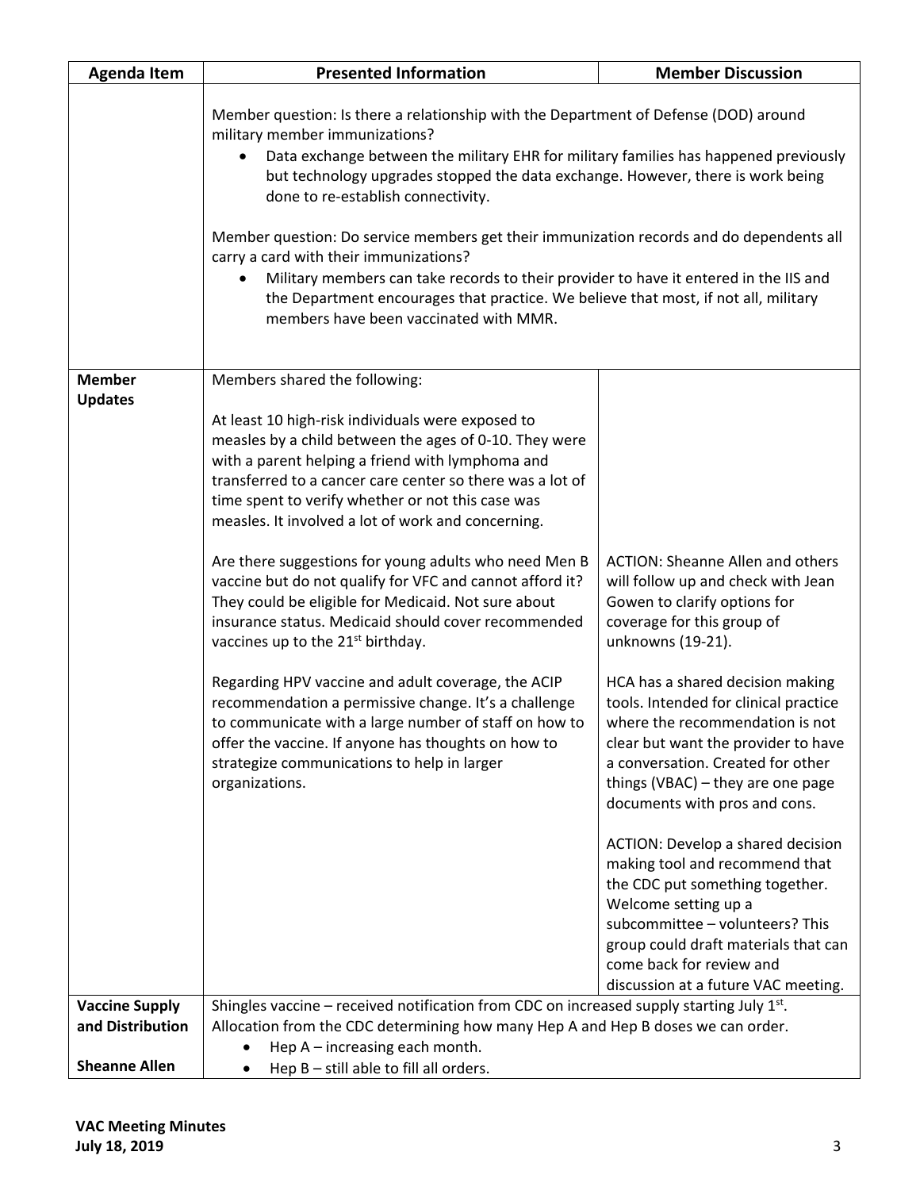| Agenda Item | Presented Information | Member Discussion |
|---|---|---|
| | Member question: Is there a relationship with the Department of Defense (DOD) around military member immunizations?<br>• Data exchange between the military EHR for military families has happened previously but technology upgrades stopped the data exchange. However, there is work being done to re-establish connectivity.<br><br>Member question: Do service members get their immunization records and do dependents all carry a card with their immunizations?<br>• Military members can take records to their provider to have it entered in the IIS and the Department encourages that practice. We believe that most, if not all, military members have been vaccinated with MMR. | |
| **Member Updates** | Members shared the following:<br><br>At least 10 high-risk individuals were exposed to measles by a child between the ages of 0-10. They were with a parent helping a friend with lymphoma and transferred to a cancer care center so there was a lot of time spent to verify whether or not this case was measles. It involved a lot of work and concerning. | |
| | Are there suggestions for young adults who need Men B vaccine but do not qualify for VFC and cannot afford it? They could be eligible for Medicaid. Not sure about insurance status. Medicaid should cover recommended vaccines up to the 21st birthday. | ACTION: Sheanne Allen and others will follow up and check with Jean Gowen to clarify options for coverage for this group of unknowns (19-21). |
| | Regarding HPV vaccine and adult coverage, the ACIP recommendation a permissive change. It's a challenge to communicate with a large number of staff on how to offer the vaccine. If anyone has thoughts on how to strategize communications to help in larger organizations. | HCA has a shared decision making tools. Intended for clinical practice where the recommendation is not clear but want the provider to have a conversation. Created for other things (VBAC) – they are one page documents with pros and cons.<br><br>ACTION: Develop a shared decision making tool and recommend that the CDC put something together. Welcome setting up a subcommittee – volunteers? This group could draft materials that can come back for review and discussion at a future VAC meeting. |
| **Vaccine Supply and Distribution**<br><br>**Sheanne Allen** | Shingles vaccine – received notification from CDC on increased supply starting July 1st.<br>Allocation from the CDC determining how many Hep A and Hep B doses we can order.<br>• Hep A – increasing each month.<br>• Hep B – still able to fill all orders. | |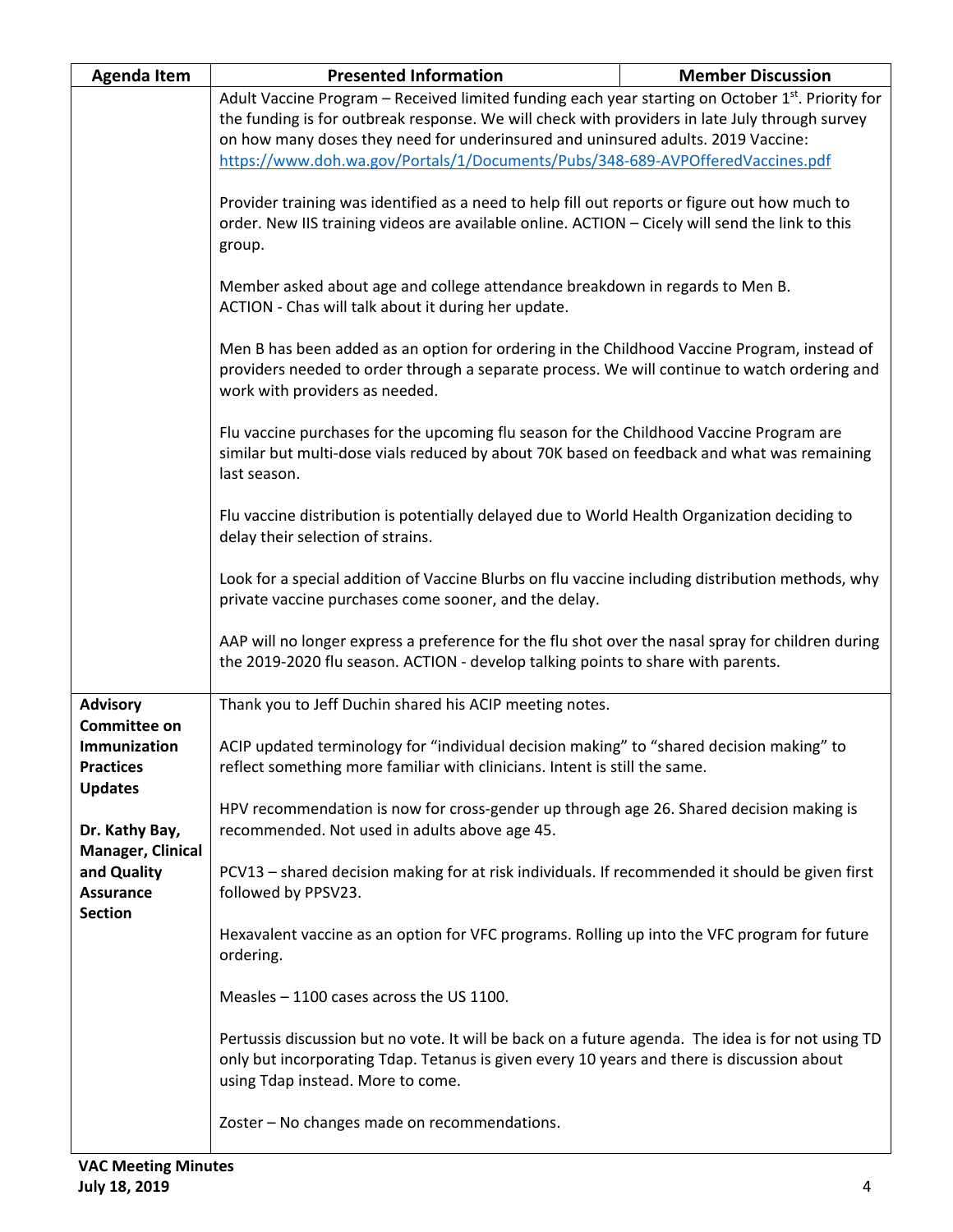| Agenda Item | Presented Information | Member Discussion |
|---|---|---|
| | Adult Vaccine Program – Received limited funding each year starting on October 1st. Priority for the funding is for outbreak response. We will check with providers in late July through survey on how many doses they need for underinsured and uninsured adults. 2019 Vaccine: https://www.doh.wa.gov/Portals/1/Documents/Pubs/348-689-AVPOfferedVaccines.pdf<br><br>Provider training was identified as a need to help fill out reports or figure out how much to order. New IIS training videos are available online. ACTION – Cicely will send the link to this group.<br><br>Member asked about age and college attendance breakdown in regards to Men B.<br>ACTION - Chas will talk about it during her update.<br><br>Men B has been added as an option for ordering in the Childhood Vaccine Program, instead of providers needed to order through a separate process. We will continue to watch ordering and work with providers as needed.<br><br>Flu vaccine purchases for the upcoming flu season for the Childhood Vaccine Program are similar but multi-dose vials reduced by about 70K based on feedback and what was remaining last season.<br><br>Flu vaccine distribution is potentially delayed due to World Health Organization deciding to delay their selection of strains.<br><br>Look for a special addition of Vaccine Blurbs on flu vaccine including distribution methods, why private vaccine purchases come sooner, and the delay.<br><br>AAP will no longer express a preference for the flu shot over the nasal spray for children during the 2019-2020 flu season. ACTION - develop talking points to share with parents. | |
| **Advisory Committee on Immunization Practices Updates**<br><br>**Dr. Kathy Bay, Manager, Clinical and Quality Assurance Section** | Thank you to Jeff Duchin shared his ACIP meeting notes.<br><br>ACIP updated terminology for "individual decision making" to "shared decision making" to reflect something more familiar with clinicians. Intent is still the same.<br><br>HPV recommendation is now for cross-gender up through age 26. Shared decision making is recommended. Not used in adults above age 45.<br><br>PCV13 – shared decision making for at risk individuals. If recommended it should be given first followed by PPSV23.<br><br>Hexavalent vaccine as an option for VFC programs. Rolling up into the VFC program for future ordering.<br><br>Measles – 1100 cases across the US 1100.<br><br>Pertussis discussion but no vote. It will be back on a future agenda. The idea is for not using TD only but incorporating Tdap. Tetanus is given every 10 years and there is discussion about using Tdap instead. More to come.<br><br>Zoster – No changes made on recommendations. | |

**VAC Meeting Minutes**
**July 18, 2019**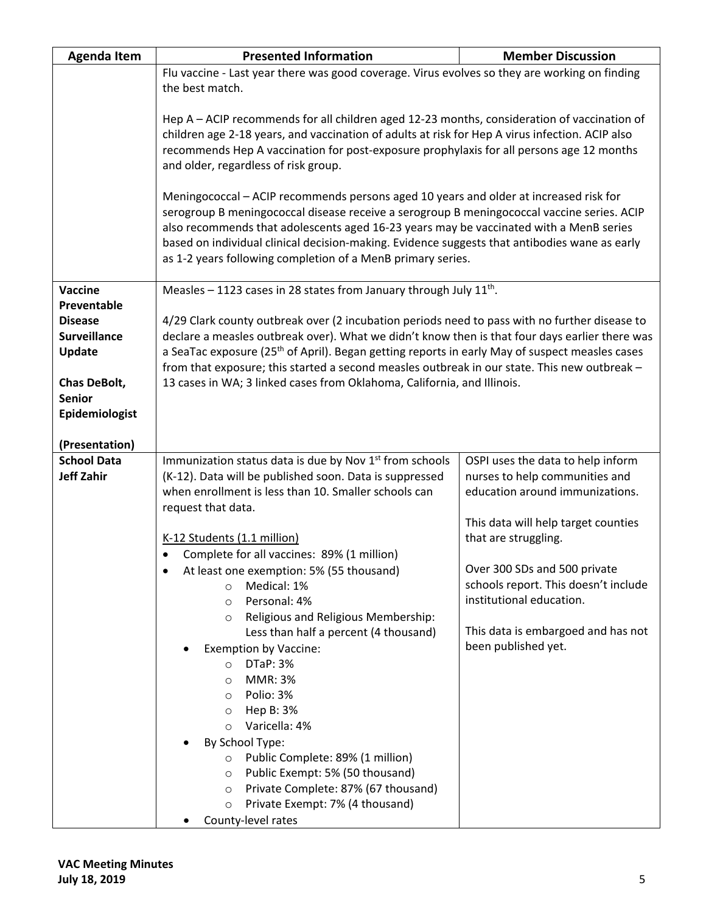| Agenda Item | Presented Information | Member Discussion |
|---|---|---|
| | Flu vaccine - Last year there was good coverage. Virus evolves so they are working on finding the best match.<br><br>Hep A – ACIP recommends for all children aged 12-23 months, consideration of vaccination of children age 2-18 years, and vaccination of adults at risk for Hep A virus infection. ACIP also recommends Hep A vaccination for post-exposure prophylaxis for all persons age 12 months and older, regardless of risk group.<br><br>Meningococcal – ACIP recommends persons aged 10 years and older at increased risk for serogroup B meningococcal disease receive a serogroup B meningococcal vaccine series. ACIP also recommends that adolescents aged 16-23 years may be vaccinated with a MenB series based on individual clinical decision-making. Evidence suggests that antibodies wane as early as 1-2 years following completion of a MenB primary series. | |
| **Vaccine Preventable Disease Surveillance Update**<br><br>**Chas DeBolt, Senior Epidemiologist**<br><br>**(Presentation)** | Measles – 1123 cases in 28 states from January through July 11th.<br><br>4/29 Clark county outbreak over (2 incubation periods need to pass with no further disease to declare a measles outbreak over). What we didn't know then is that four days earlier there was a SeaTac exposure (25th of April). Began getting reports in early May of suspect measles cases from that exposure; this started a second measles outbreak in our state. This new outbreak – 13 cases in WA; 3 linked cases from Oklahoma, California, and Illinois. | |
| **School Data**<br>**Jeff Zahir** | Immunization status data is due by Nov 1st from schools (K-12). Data will be published soon. Data is suppressed when enrollment is less than 10. Smaller schools can request that data.<br><br><u>K-12 Students (1.1 million)</u><br>• Complete for all vaccines: 89% (1 million)<br>• At least one exemption: 5% (55 thousand)<br>&nbsp;&nbsp;&nbsp;&nbsp;○ Medical: 1%<br>&nbsp;&nbsp;&nbsp;&nbsp;○ Personal: 4%<br>&nbsp;&nbsp;&nbsp;&nbsp;○ Religious and Religious Membership: Less than half a percent (4 thousand)<br>• Exemption by Vaccine:<br>&nbsp;&nbsp;&nbsp;&nbsp;○ DTaP: 3%<br>&nbsp;&nbsp;&nbsp;&nbsp;○ MMR: 3%<br>&nbsp;&nbsp;&nbsp;&nbsp;○ Polio: 3%<br>&nbsp;&nbsp;&nbsp;&nbsp;○ Hep B: 3%<br>&nbsp;&nbsp;&nbsp;&nbsp;○ Varicella: 4%<br>• By School Type:<br>&nbsp;&nbsp;&nbsp;&nbsp;○ Public Complete: 89% (1 million)<br>&nbsp;&nbsp;&nbsp;&nbsp;○ Public Exempt: 5% (50 thousand)<br>&nbsp;&nbsp;&nbsp;&nbsp;○ Private Complete: 87% (67 thousand)<br>&nbsp;&nbsp;&nbsp;&nbsp;○ Private Exempt: 7% (4 thousand)<br>• County-level rates | OSPI uses the data to help inform nurses to help communities and education around immunizations.<br><br>This data will help target counties that are struggling.<br><br>Over 300 SDs and 500 private schools report. This doesn't include institutional education.<br><br>This data is embargoed and has not been published yet. |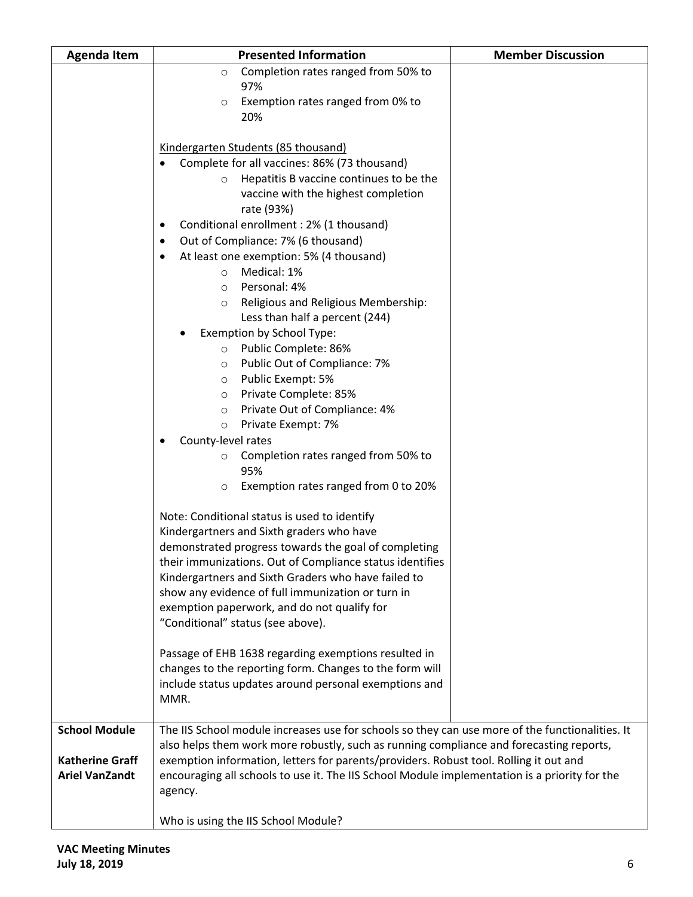| Agenda Item | Presented Information | Member Discussion |
|---|---|---|
| | ◦ Completion rates ranged from 50% to 97%<br>◦ Exemption rates ranged from 0% to 20%<br><br><u>Kindergarten Students (85 thousand)</u><br>• Complete for all vaccines: 86% (73 thousand)<br>◦ Hepatitis B vaccine continues to be the vaccine with the highest completion rate (93%)<br>• Conditional enrollment : 2% (1 thousand)<br>• Out of Compliance: 7% (6 thousand)<br>• At least one exemption: 5% (4 thousand)<br>◦ Medical: 1%<br>◦ Personal: 4%<br>◦ Religious and Religious Membership: Less than half a percent (244)<br>• Exemption by School Type:<br>◦ Public Complete: 86%<br>◦ Public Out of Compliance: 7%<br>◦ Public Exempt: 5%<br>◦ Private Complete: 85%<br>◦ Private Out of Compliance: 4%<br>◦ Private Exempt: 7%<br>• County-level rates<br>◦ Completion rates ranged from 50% to 95%<br>◦ Exemption rates ranged from 0 to 20%<br><br>Note: Conditional status is used to identify Kindergartners and Sixth graders who have demonstrated progress towards the goal of completing their immunizations. Out of Compliance status identifies Kindergartners and Sixth Graders who have failed to show any evidence of full immunization or turn in exemption paperwork, and do not qualify for "Conditional" status (see above).<br><br>Passage of EHB 1638 regarding exemptions resulted in changes to the reporting form. Changes to the form will include status updates around personal exemptions and MMR. | |
| **School Module**<br><br>**Katherine Graff**<br>**Ariel VanZandt** | The IIS School module increases use for schools so they can use more of the functionalities. It also helps them work more robustly, such as running compliance and forecasting reports, exemption information, letters for parents/providers. Robust tool. Rolling it out and encouraging all schools to use it. The IIS School Module implementation is a priority for the agency.<br><br>Who is using the IIS School Module? | |

**VAC Meeting Minutes**
**July 18, 2019**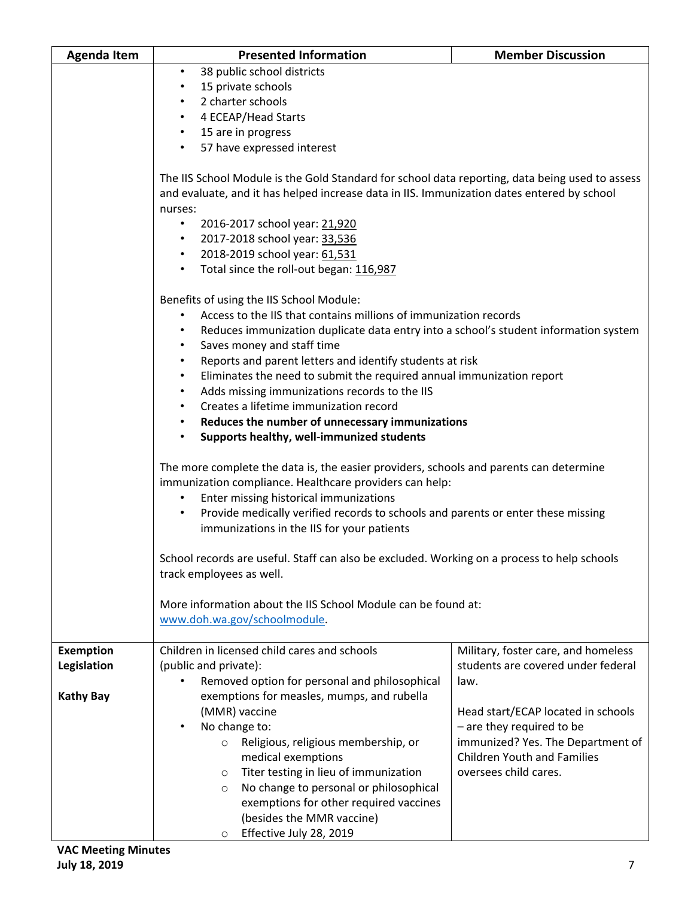| Agenda Item | Presented Information | Member Discussion |
|---|---|---|
| | • 38 public school districts<br>• 15 private schools<br>• 2 charter schools<br>• 4 ECEAP/Head Starts<br>• 15 are in progress<br>• 57 have expressed interest<br><br>The IIS School Module is the Gold Standard for school data reporting, data being used to assess and evaluate, and it has helped increase data in IIS. Immunization dates entered by school nurses:<br>• 2016-2017 school year: 21,920<br>• 2017-2018 school year: 33,536<br>• 2018-2019 school year: 61,531<br>• Total since the roll-out began: 116,987<br><br>Benefits of using the IIS School Module:<br>• Access to the IIS that contains millions of immunization records<br>• Reduces immunization duplicate data entry into a school's student information system<br>• Saves money and staff time<br>• Reports and parent letters and identify students at risk<br>• Eliminates the need to submit the required annual immunization report<br>• Adds missing immunizations records to the IIS<br>• Creates a lifetime immunization record<br>• **Reduces the number of unnecessary immunizations**<br>• **Supports healthy, well-immunized students**<br><br>The more complete the data is, the easier providers, schools and parents can determine immunization compliance. Healthcare providers can help:<br>• Enter missing historical immunizations<br>• Provide medically verified records to schools and parents or enter these missing immunizations in the IIS for your patients<br><br>School records are useful. Staff can also be excluded. Working on a process to help schools track employees as well.<br><br>More information about the IIS School Module can be found at: [www.doh.wa.gov/schoolmodule](http://www.doh.wa.gov/schoolmodule). | |
| **Exemption Legislation**<br><br>**Kathy Bay** | Children in licensed child cares and schools (public and private):<br>• Removed option for personal and philosophical exemptions for measles, mumps, and rubella (MMR) vaccine<br>• No change to:<br>  ○ Religious, religious membership, or medical exemptions<br>  ○ Titer testing in lieu of immunization<br>  ○ No change to personal or philosophical exemptions for other required vaccines (besides the MMR vaccine)<br>  ○ Effective July 28, 2019 | Military, foster care, and homeless students are covered under federal law.<br><br>Head start/ECAP located in schools – are they required to be immunized? Yes. The Department of Children Youth and Families oversees child cares. |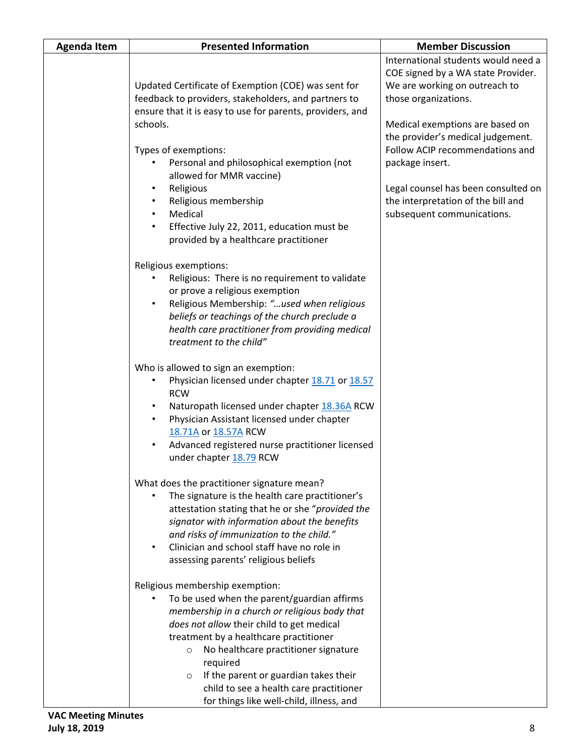| Agenda Item | Presented Information | Member Discussion |
|---|---|---|
| | Updated Certificate of Exemption (COE) was sent for feedback to providers, stakeholders, and partners to ensure that it is easy to use for parents, providers, and schools.<br><br>Types of exemptions:<br>• Personal and philosophical exemption (not allowed for MMR vaccine)<br>• Religious<br>• Religious membership<br>• Medical<br>• Effective July 22, 2011, education must be provided by a healthcare practitioner<br><br>Religious exemptions:<br>• Religious: There is no requirement to validate or prove a religious exemption<br>• Religious Membership: *"…used when religious beliefs or teachings of the church preclude a health care practitioner from providing medical treatment to the child"*<br><br>Who is allowed to sign an exemption:<br>• Physician licensed under chapter 18.71 or 18.57 RCW<br>• Naturopath licensed under chapter 18.36A RCW<br>• Physician Assistant licensed under chapter 18.71A or 18.57A RCW<br>• Advanced registered nurse practitioner licensed under chapter 18.79 RCW<br><br>What does the practitioner signature mean?<br>• The signature is the health care practitioner's attestation stating that he or she "*provided the signator with information about the benefits and risks of immunization to the child.*"<br>• Clinician and school staff have no role in assessing parents' religious beliefs<br><br>Religious membership exemption:<br>• To be used when the parent/guardian affirms *membership in a church or religious body that does not allow* their child to get medical treatment by a healthcare practitioner<br>  ○ No healthcare practitioner signature required<br>  ○ If the parent or guardian takes their child to see a health care practitioner for things like well-child, illness, and | International students would need a COE signed by a WA state Provider. We are working on outreach to those organizations.<br><br>Medical exemptions are based on the provider's medical judgement. Follow ACIP recommendations and package insert.<br><br>Legal counsel has been consulted on the interpretation of the bill and subsequent communications. |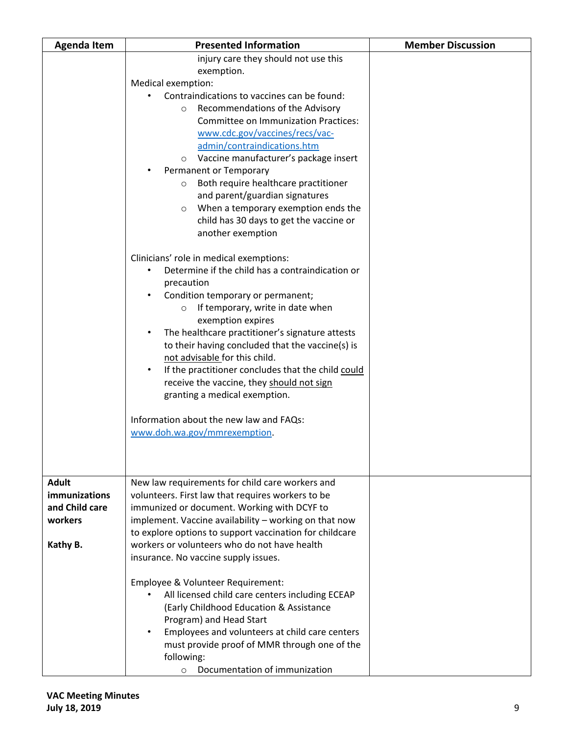| Agenda Item | Presented Information | Member Discussion |
|---|---|---|
| | injury care they should not use this exemption.<br>Medical exemption:<br>• Contraindications to vaccines can be found:<br>  ○ Recommendations of the Advisory Committee on Immunization Practices: www.cdc.gov/vaccines/recs/vac-admin/contraindications.htm<br>  ○ Vaccine manufacturer's package insert<br>• Permanent or Temporary<br>  ○ Both require healthcare practitioner and parent/guardian signatures<br>  ○ When a temporary exemption ends the child has 30 days to get the vaccine or another exemption<br><br>Clinicians' role in medical exemptions:<br>• Determine if the child has a contraindication or precaution<br>• Condition temporary or permanent;<br>  ○ If temporary, write in date when exemption expires<br>• The healthcare practitioner's signature attests to their having concluded that the vaccine(s) is <u>not advisable</u> for this child.<br>• If the practitioner concludes that the child <u>could</u> receive the vaccine, they <u>should not sign</u> granting a medical exemption.<br><br>Information about the new law and FAQs: www.doh.wa.gov/mmrexemption. | |
| **Adult immunizations and Child care workers**<br><br>**Kathy B.** | New law requirements for child care workers and volunteers. First law that requires workers to be immunized or document. Working with DCYF to implement. Vaccine availability – working on that now to explore options to support vaccination for childcare workers or volunteers who do not have health insurance. No vaccine supply issues.<br><br>Employee & Volunteer Requirement:<br>• All licensed child care centers including ECEAP (Early Childhood Education & Assistance Program) and Head Start<br>• Employees and volunteers at child care centers must provide proof of MMR through one of the following:<br>  ○ Documentation of immunization | |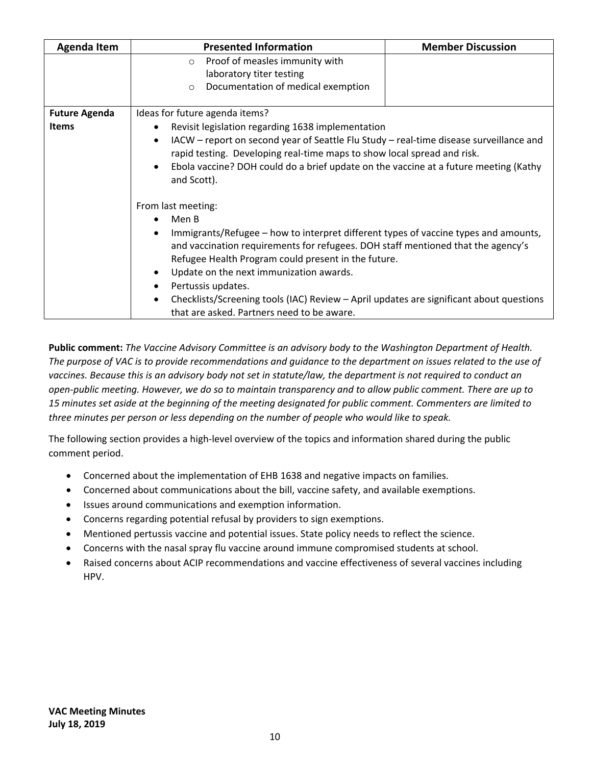| Agenda Item | Presented Information | Member Discussion |
| --- | --- | --- |
| | ○ Proof of measles immunity with laboratory titer testing<br>○ Documentation of medical exemption | |
| **Future Agenda Items** | Ideas for future agenda items?<br>• Revisit legislation regarding 1638 implementation<br>• IACW – report on second year of Seattle Flu Study – real-time disease surveillance and rapid testing. Developing real-time maps to show local spread and risk.<br>• Ebola vaccine? DOH could do a brief update on the vaccine at a future meeting (Kathy and Scott).<br><br>From last meeting:<br>• Men B<br>• Immigrants/Refugee – how to interpret different types of vaccine types and amounts, and vaccination requirements for refugees. DOH staff mentioned that the agency's Refugee Health Program could present in the future.<br>• Update on the next immunization awards.<br>• Pertussis updates.<br>• Checklists/Screening tools (IAC) Review – April updates are significant about questions that are asked. Partners need to be aware. | |

**Public comment:** *The Vaccine Advisory Committee is an advisory body to the Washington Department of Health. The purpose of VAC is to provide recommendations and guidance to the department on issues related to the use of vaccines. Because this is an advisory body not set in statute/law, the department is not required to conduct an open-public meeting. However, we do so to maintain transparency and to allow public comment. There are up to 15 minutes set aside at the beginning of the meeting designated for public comment. Commenters are limited to three minutes per person or less depending on the number of people who would like to speak.*

The following section provides a high-level overview of the topics and information shared during the public comment period.

- Concerned about the implementation of EHB 1638 and negative impacts on families.
- Concerned about communications about the bill, vaccine safety, and available exemptions.
- Issues around communications and exemption information.
- Concerns regarding potential refusal by providers to sign exemptions.
- Mentioned pertussis vaccine and potential issues. State policy needs to reflect the science.
- Concerns with the nasal spray flu vaccine around immune compromised students at school.
- Raised concerns about ACIP recommendations and vaccine effectiveness of several vaccines including HPV.